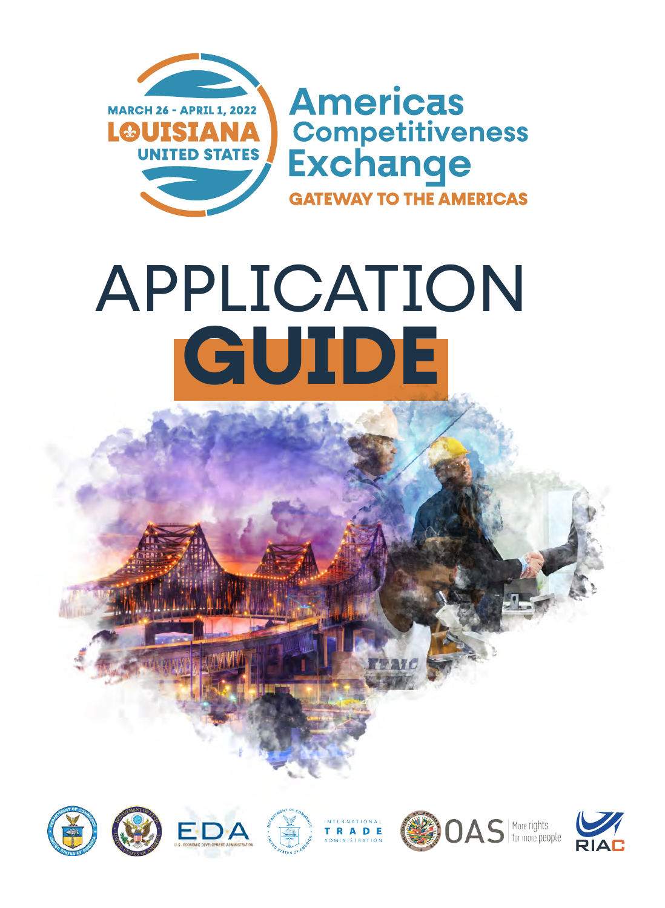MARCH 26 - APRIL 1, 2022
LOUISIANA
UNITED STATES

# Americas Competitiveness Exchange

GATEWAY TO THE AMERICAS

# APPLICATION GUIDE

EDA
U.S. ECONOMIC DEVELOPMENT ADMINISTRATION

INTERNATIONAL TRADE ADMINISTRATION

OAS More rights for more people

RIAC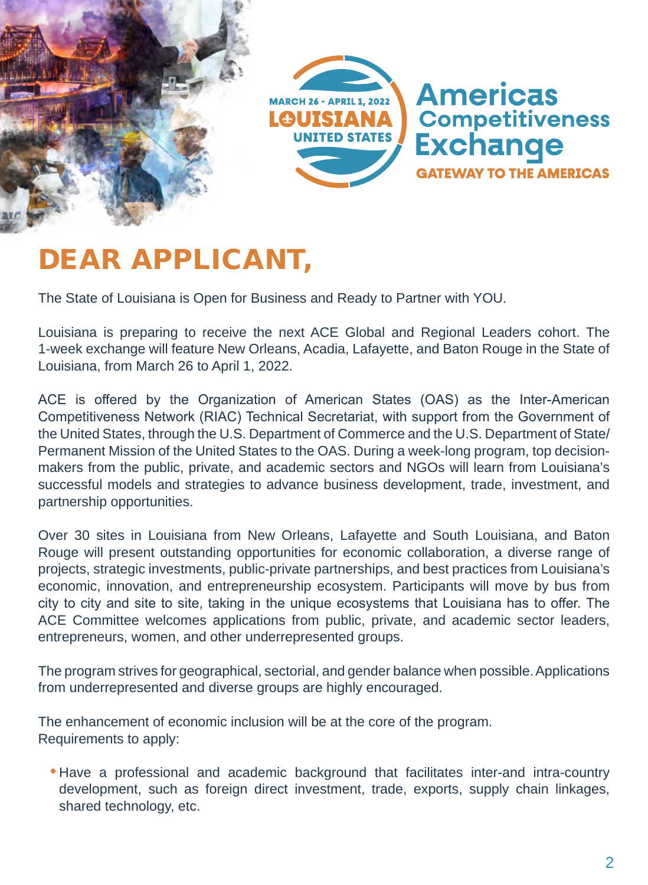MARCH 26 - APRIL 1, 2022
LOUISIANA
UNITED STATES

Americas Competitiveness Exchange
GATEWAY TO THE AMERICAS

# DEAR APPLICANT,

The State of Louisiana is Open for Business and Ready to Partner with YOU.

Louisiana is preparing to receive the next ACE Global and Regional Leaders cohort. The 1-week exchange will feature New Orleans, Acadia, Lafayette, and Baton Rouge in the State of Louisiana, from March 26 to April 1, 2022.

ACE is offered by the Organization of American States (OAS) as the Inter-American Competitiveness Network (RIAC) Technical Secretariat, with support from the Government of the United States, through the U.S. Department of Commerce and the U.S. Department of State/ Permanent Mission of the United States to the OAS. During a week-long program, top decision-makers from the public, private, and academic sectors and NGOs will learn from Louisiana's successful models and strategies to advance business development, trade, investment, and partnership opportunities.

Over 30 sites in Louisiana from New Orleans, Lafayette and South Louisiana, and Baton Rouge will present outstanding opportunities for economic collaboration, a diverse range of projects, strategic investments, public-private partnerships, and best practices from Louisiana's economic, innovation, and entrepreneurship ecosystem. Participants will move by bus from city to city and site to site, taking in the unique ecosystems that Louisiana has to offer. The ACE Committee welcomes applications from public, private, and academic sector leaders, entrepreneurs, women, and other underrepresented groups.

The program strives for geographical, sectorial, and gender balance when possible. Applications from underrepresented and diverse groups are highly encouraged.

The enhancement of economic inclusion will be at the core of the program.
Requirements to apply:

- Have a professional and academic background that facilitates inter-and intra-country development, such as foreign direct investment, trade, exports, supply chain linkages, shared technology, etc.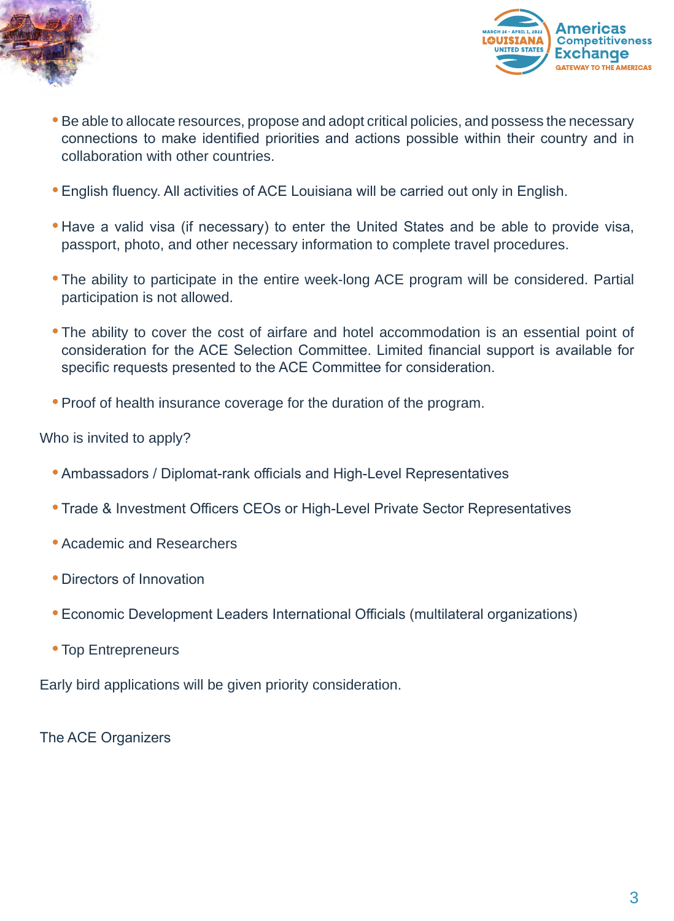- Be able to allocate resources, propose and adopt critical policies, and possess the necessary connections to make identified priorities and actions possible within their country and in collaboration with other countries.

- English fluency. All activities of ACE Louisiana will be carried out only in English.

- Have a valid visa (if necessary) to enter the United States and be able to provide visa, passport, photo, and other necessary information to complete travel procedures.

- The ability to participate in the entire week-long ACE program will be considered. Partial participation is not allowed.

- The ability to cover the cost of airfare and hotel accommodation is an essential point of consideration for the ACE Selection Committee. Limited financial support is available for specific requests presented to the ACE Committee for consideration.

- Proof of health insurance coverage for the duration of the program.

Who is invited to apply?

- Ambassadors / Diplomat-rank officials and High-Level Representatives

- Trade & Investment Officers CEOs or High-Level Private Sector Representatives

- Academic and Researchers

- Directors of Innovation

- Economic Development Leaders International Officials (multilateral organizations)

- Top Entrepreneurs

Early bird applications will be given priority consideration.

The ACE Organizers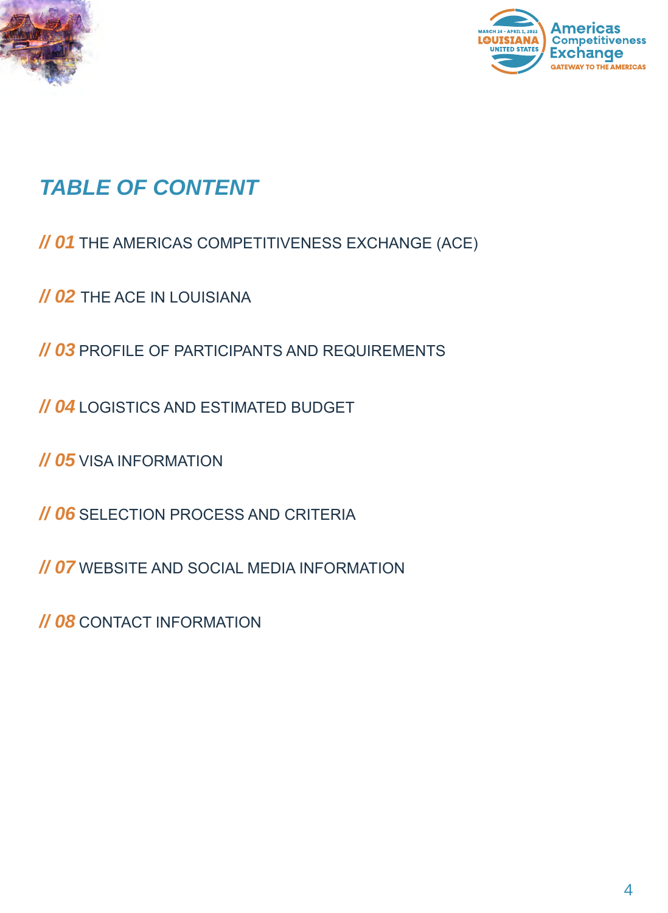## *TABLE OF CONTENT*

***// 01*** THE AMERICAS COMPETITIVENESS EXCHANGE (ACE)

***// 02*** THE ACE IN LOUISIANA

***// 03*** PROFILE OF PARTICIPANTS AND REQUIREMENTS

***// 04*** LOGISTICS AND ESTIMATED BUDGET

***// 05*** VISA INFORMATION

***// 06*** SELECTION PROCESS AND CRITERIA

***// 07*** WEBSITE AND SOCIAL MEDIA INFORMATION

***// 08*** CONTACT INFORMATION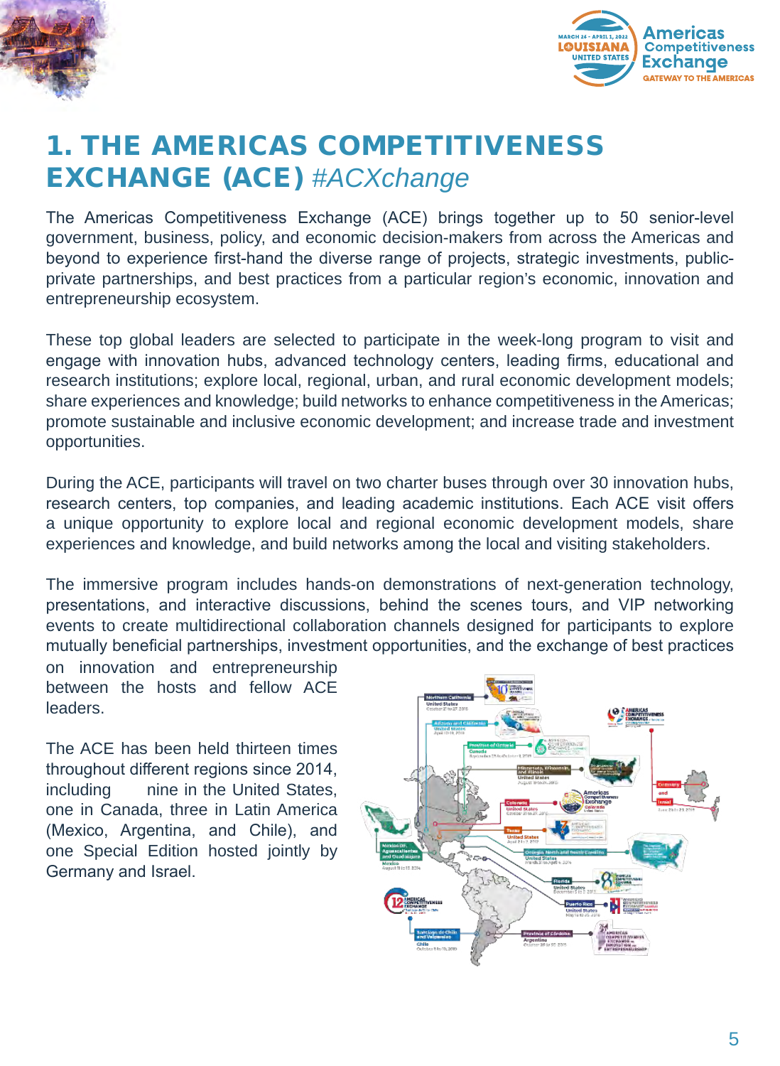# 1. THE AMERICAS COMPETITIVENESS EXCHANGE (ACE) *#ACXchange*

The Americas Competitiveness Exchange (ACE) brings together up to 50 senior-level government, business, policy, and economic decision-makers from across the Americas and beyond to experience first-hand the diverse range of projects, strategic investments, public-private partnerships, and best practices from a particular region's economic, innovation and entrepreneurship ecosystem.

These top global leaders are selected to participate in the week-long program to visit and engage with innovation hubs, advanced technology centers, leading firms, educational and research institutions; explore local, regional, urban, and rural economic development models; share experiences and knowledge; build networks to enhance competitiveness in the Americas; promote sustainable and inclusive economic development; and increase trade and investment opportunities.

During the ACE, participants will travel on two charter buses through over 30 innovation hubs, research centers, top companies, and leading academic institutions. Each ACE visit offers a unique opportunity to explore local and regional economic development models, share experiences and knowledge, and build networks among the local and visiting stakeholders.

The immersive program includes hands-on demonstrations of next-generation technology, presentations, and interactive discussions, behind the scenes tours, and VIP networking events to create multidirectional collaboration channels designed for participants to explore mutually beneficial partnerships, investment opportunities, and the exchange of best practices on innovation and entrepreneurship between the hosts and fellow ACE leaders.

The ACE has been held thirteen times throughout different regions since 2014, including nine in the United States, one in Canada, three in Latin America (Mexico, Argentina, and Chile), and one Special Edition hosted jointly by Germany and Israel.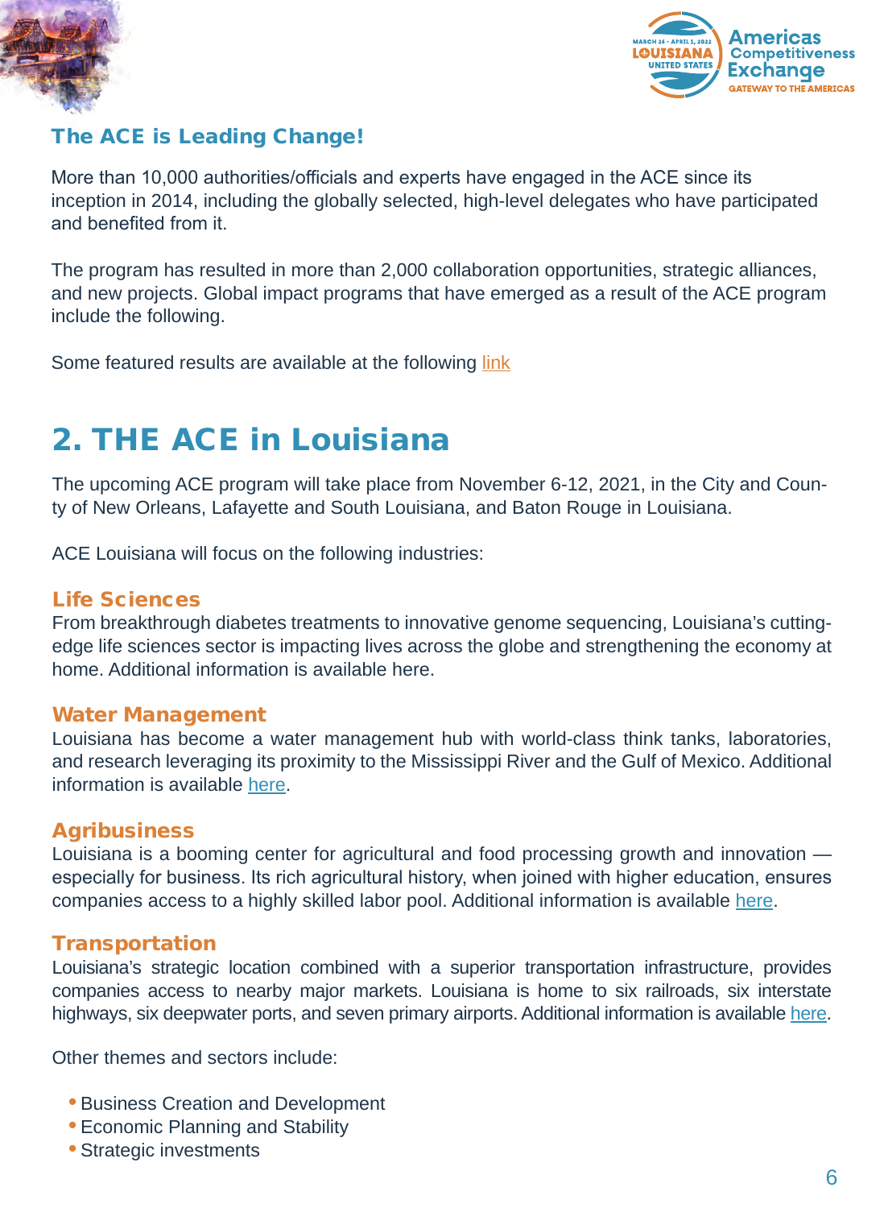### The ACE is Leading Change!

More than 10,000 authorities/officials and experts have engaged in the ACE since its inception in 2014, including the globally selected, high-level delegates who have participated and benefited from it.

The program has resulted in more than 2,000 collaboration opportunities, strategic alliances, and new projects. Global impact programs that have emerged as a result of the ACE program include the following.

Some featured results are available at the following link

## 2. THE ACE in Louisiana

The upcoming ACE program will take place from November 6-12, 2021, in the City and County of New Orleans, Lafayette and South Louisiana, and Baton Rouge in Louisiana.

ACE Louisiana will focus on the following industries:

### Life Sciences

From breakthrough diabetes treatments to innovative genome sequencing, Louisiana's cutting-edge life sciences sector is impacting lives across the globe and strengthening the economy at home. Additional information is available here.

### Water Management

Louisiana has become a water management hub with world-class think tanks, laboratories, and research leveraging its proximity to the Mississippi River and the Gulf of Mexico. Additional information is available here.

### Agribusiness

Louisiana is a booming center for agricultural and food processing growth and innovation — especially for business. Its rich agricultural history, when joined with higher education, ensures companies access to a highly skilled labor pool. Additional information is available here.

### Transportation

Louisiana's strategic location combined with a superior transportation infrastructure, provides companies access to nearby major markets. Louisiana is home to six railroads, six interstate highways, six deepwater ports, and seven primary airports. Additional information is available here.

Other themes and sectors include:

- Business Creation and Development
- Economic Planning and Stability
- Strategic investments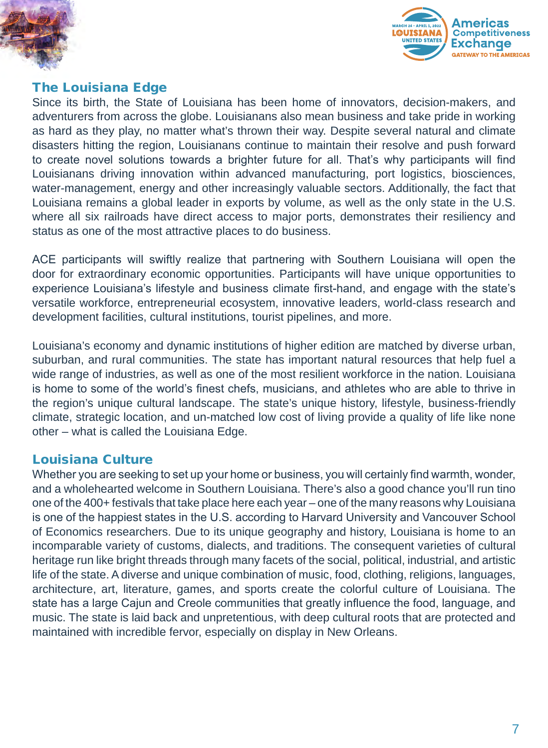## The Louisiana Edge

Since its birth, the State of Louisiana has been home of innovators, decision-makers, and adventurers from across the globe. Louisianans also mean business and take pride in working as hard as they play, no matter what's thrown their way. Despite several natural and climate disasters hitting the region, Louisianans continue to maintain their resolve and push forward to create novel solutions towards a brighter future for all. That's why participants will find Louisianans driving innovation within advanced manufacturing, port logistics, biosciences, water-management, energy and other increasingly valuable sectors. Additionally, the fact that Louisiana remains a global leader in exports by volume, as well as the only state in the U.S. where all six railroads have direct access to major ports, demonstrates their resiliency and status as one of the most attractive places to do business.

ACE participants will swiftly realize that partnering with Southern Louisiana will open the door for extraordinary economic opportunities. Participants will have unique opportunities to experience Louisiana's lifestyle and business climate first-hand, and engage with the state's versatile workforce, entrepreneurial ecosystem, innovative leaders, world-class research and development facilities, cultural institutions, tourist pipelines, and more.

Louisiana's economy and dynamic institutions of higher edition are matched by diverse urban, suburban, and rural communities. The state has important natural resources that help fuel a wide range of industries, as well as one of the most resilient workforce in the nation. Louisiana is home to some of the world's finest chefs, musicians, and athletes who are able to thrive in the region's unique cultural landscape. The state's unique history, lifestyle, business-friendly climate, strategic location, and un-matched low cost of living provide a quality of life like none other – what is called the Louisiana Edge.

## Louisiana Culture

Whether you are seeking to set up your home or business, you will certainly find warmth, wonder, and a wholehearted welcome in Southern Louisiana. There's also a good chance you'll run tino one of the 400+ festivals that take place here each year – one of the many reasons why Louisiana is one of the happiest states in the U.S. according to Harvard University and Vancouver School of Economics researchers. Due to its unique geography and history, Louisiana is home to an incomparable variety of customs, dialects, and traditions. The consequent varieties of cultural heritage run like bright threads through many facets of the social, political, industrial, and artistic life of the state. A diverse and unique combination of music, food, clothing, religions, languages, architecture, art, literature, games, and sports create the colorful culture of Louisiana. The state has a large Cajun and Creole communities that greatly influence the food, language, and music. The state is laid back and unpretentious, with deep cultural roots that are protected and maintained with incredible fervor, especially on display in New Orleans.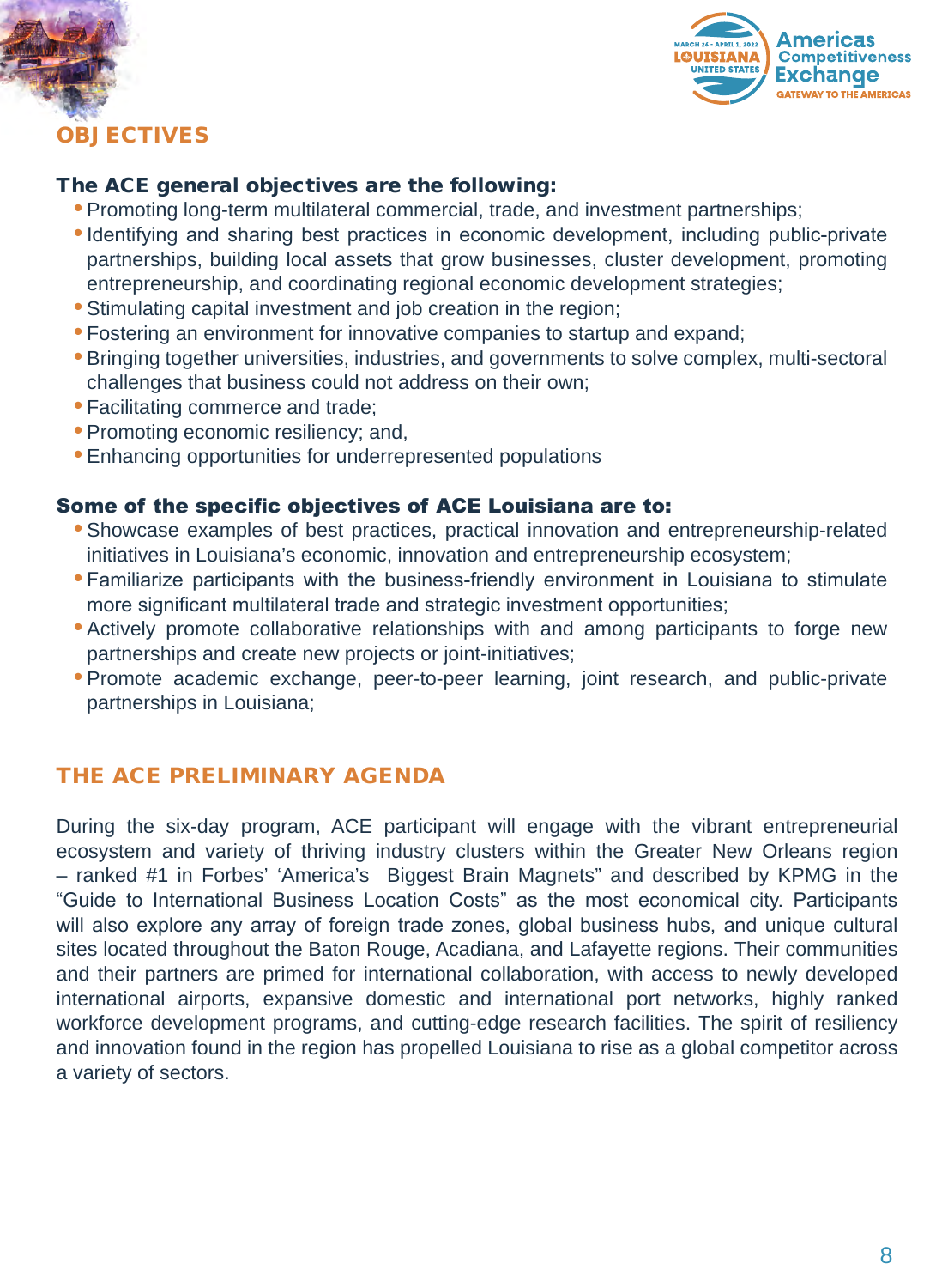## OBJECTIVES

**The ACE general objectives are the following:**

- Promoting long-term multilateral commercial, trade, and investment partnerships;
- Identifying and sharing best practices in economic development, including public-private partnerships, building local assets that grow businesses, cluster development, promoting entrepreneurship, and coordinating regional economic development strategies;
- Stimulating capital investment and job creation in the region;
- Fostering an environment for innovative companies to startup and expand;
- Bringing together universities, industries, and governments to solve complex, multi-sectoral challenges that business could not address on their own;
- Facilitating commerce and trade;
- Promoting economic resiliency; and,
- Enhancing opportunities for underrepresented populations

**Some of the specific objectives of ACE Louisiana are to:**

- Showcase examples of best practices, practical innovation and entrepreneurship-related initiatives in Louisiana's economic, innovation and entrepreneurship ecosystem;
- Familiarize participants with the business-friendly environment in Louisiana to stimulate more significant multilateral trade and strategic investment opportunities;
- Actively promote collaborative relationships with and among participants to forge new partnerships and create new projects or joint-initiatives;
- Promote academic exchange, peer-to-peer learning, joint research, and public-private partnerships in Louisiana;

## THE ACE PRELIMINARY AGENDA

During the six-day program, ACE participant will engage with the vibrant entrepreneurial ecosystem and variety of thriving industry clusters within the Greater New Orleans region – ranked #1 in Forbes' 'America's Biggest Brain Magnets" and described by KPMG in the "Guide to International Business Location Costs" as the most economical city. Participants will also explore any array of foreign trade zones, global business hubs, and unique cultural sites located throughout the Baton Rouge, Acadiana, and Lafayette regions. Their communities and their partners are primed for international collaboration, with access to newly developed international airports, expansive domestic and international port networks, highly ranked workforce development programs, and cutting-edge research facilities. The spirit of resiliency and innovation found in the region has propelled Louisiana to rise as a global competitor across a variety of sectors.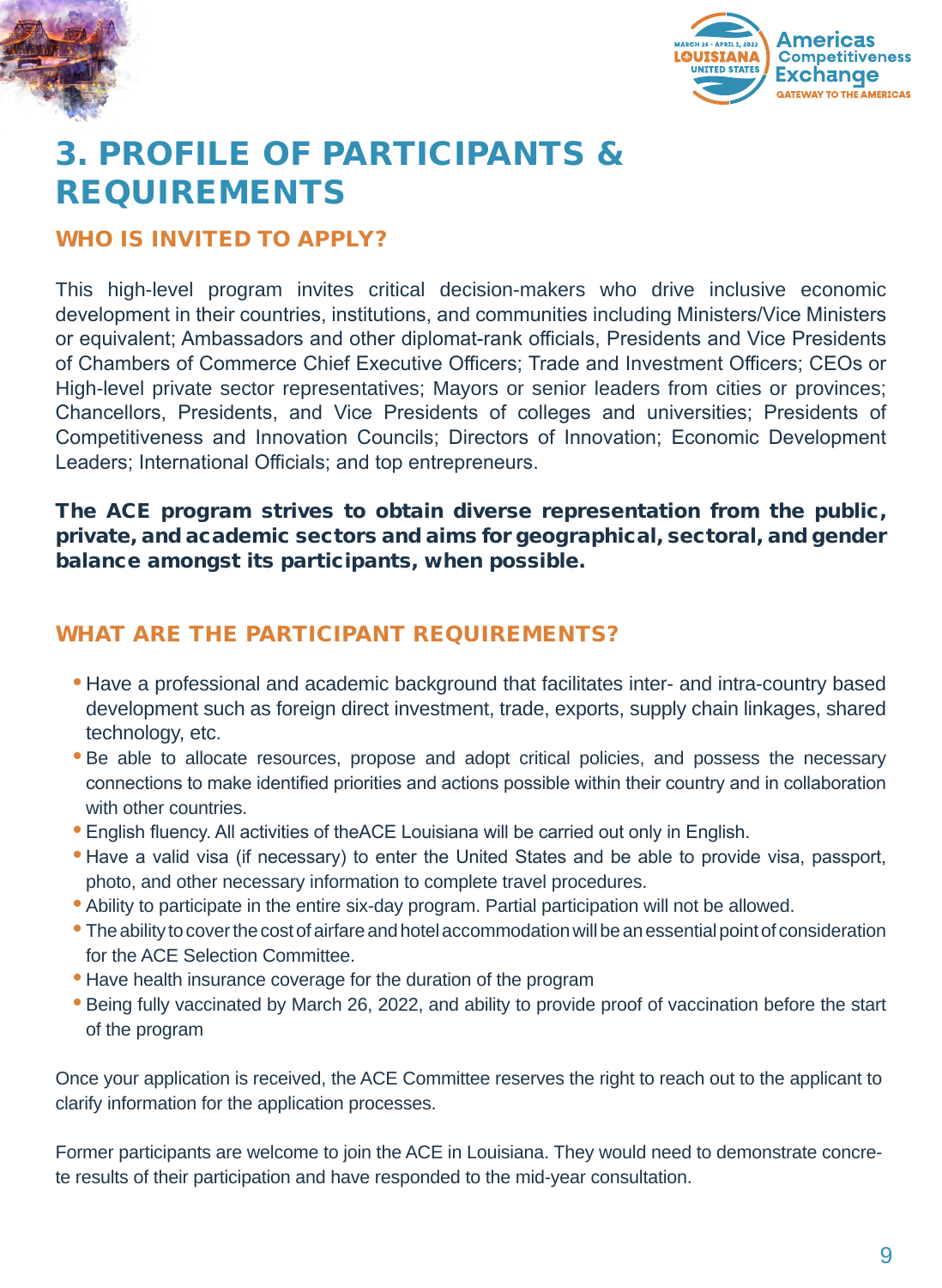# 3. PROFILE OF PARTICIPANTS & REQUIREMENTS

## WHO IS INVITED TO APPLY?

This high-level program invites critical decision-makers who drive inclusive economic development in their countries, institutions, and communities including Ministers/Vice Ministers or equivalent; Ambassadors and other diplomat-rank officials, Presidents and Vice Presidents of Chambers of Commerce Chief Executive Officers; Trade and Investment Officers; CEOs or High-level private sector representatives; Mayors or senior leaders from cities or provinces; Chancellors, Presidents, and Vice Presidents of colleges and universities; Presidents of Competitiveness and Innovation Councils; Directors of Innovation; Economic Development Leaders; International Officials; and top entrepreneurs.

**The ACE program strives to obtain diverse representation from the public, private, and academic sectors and aims for geographical, sectoral, and gender balance amongst its participants, when possible.**

## WHAT ARE THE PARTICIPANT REQUIREMENTS?

- Have a professional and academic background that facilitates inter- and intra-country based development such as foreign direct investment, trade, exports, supply chain linkages, shared technology, etc.
- Be able to allocate resources, propose and adopt critical policies, and possess the necessary connections to make identified priorities and actions possible within their country and in collaboration with other countries.
- English fluency. All activities of theACE Louisiana will be carried out only in English.
- Have a valid visa (if necessary) to enter the United States and be able to provide visa, passport, photo, and other necessary information to complete travel procedures.
- Ability to participate in the entire six-day program. Partial participation will not be allowed.
- The ability to cover the cost of airfare and hotel accommodation will be an essential point of consideration for the ACE Selection Committee.
- Have health insurance coverage for the duration of the program
- Being fully vaccinated by March 26, 2022, and ability to provide proof of vaccination before the start of the program

Once your application is received, the ACE Committee reserves the right to reach out to the applicant to clarify information for the application processes.

Former participants are welcome to join the ACE in Louisiana. They would need to demonstrate concrete results of their participation and have responded to the mid-year consultation.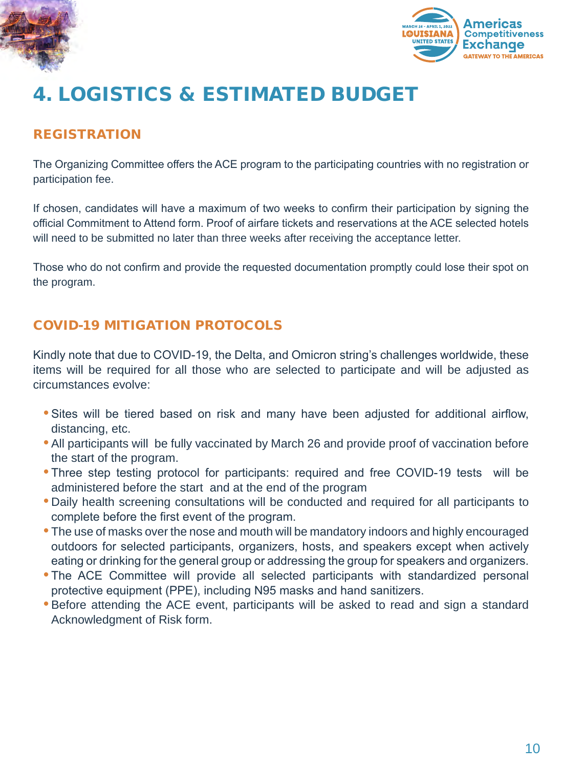# 4. LOGISTICS & ESTIMATED BUDGET

## REGISTRATION

The Organizing Committee offers the ACE program to the participating countries with no registration or participation fee.

If chosen, candidates will have a maximum of two weeks to confirm their participation by signing the official Commitment to Attend form. Proof of airfare tickets and reservations at the ACE selected hotels will need to be submitted no later than three weeks after receiving the acceptance letter.

Those who do not confirm and provide the requested documentation promptly could lose their spot on the program.

## COVID-19 MITIGATION PROTOCOLS

Kindly note that due to COVID-19, the Delta, and Omicron string's challenges worldwide, these items will be required for all those who are selected to participate and will be adjusted as circumstances evolve:

- Sites will be tiered based on risk and many have been adjusted for additional airflow, distancing, etc.
- All participants will be fully vaccinated by March 26 and provide proof of vaccination before the start of the program.
- Three step testing protocol for participants: required and free COVID-19 tests will be administered before the start and at the end of the program
- Daily health screening consultations will be conducted and required for all participants to complete before the first event of the program.
- The use of masks over the nose and mouth will be mandatory indoors and highly encouraged outdoors for selected participants, organizers, hosts, and speakers except when actively eating or drinking for the general group or addressing the group for speakers and organizers.
- The ACE Committee will provide all selected participants with standardized personal protective equipment (PPE), including N95 masks and hand sanitizers.
- Before attending the ACE event, participants will be asked to read and sign a standard Acknowledgment of Risk form.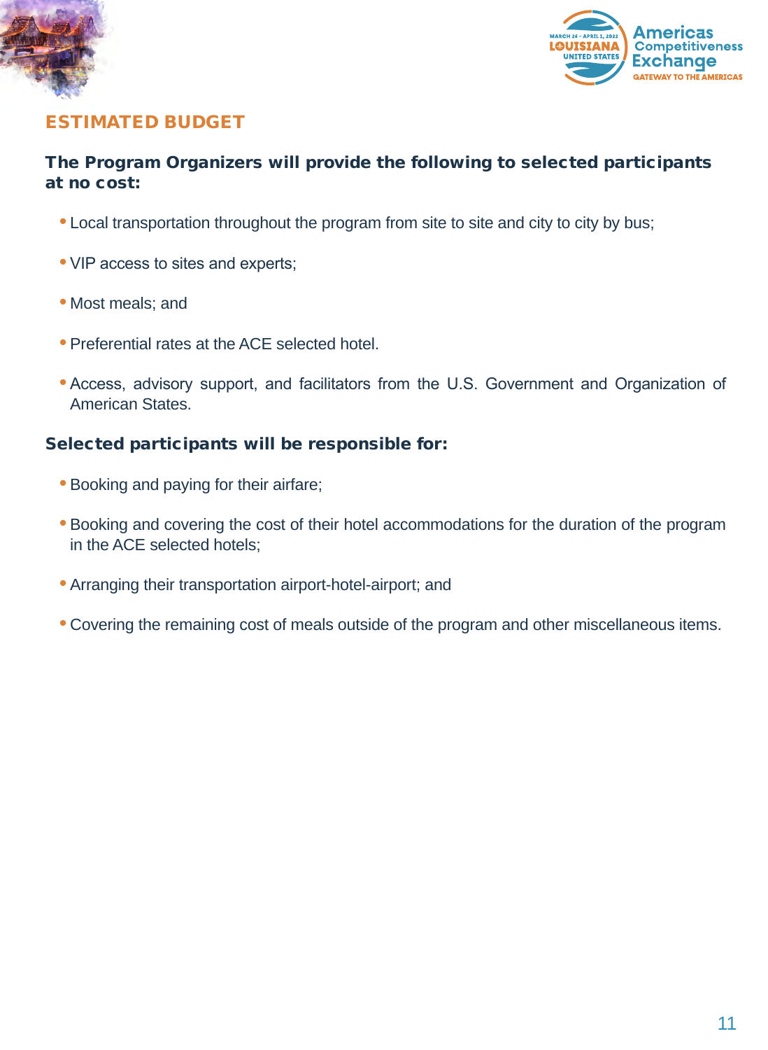## ESTIMATED BUDGET

**The Program Organizers will provide the following to selected participants at no cost:**

- Local transportation throughout the program from site to site and city to city by bus;
- VIP access to sites and experts;
- Most meals; and
- Preferential rates at the ACE selected hotel.
- Access, advisory support, and facilitators from the U.S. Government and Organization of American States.

**Selected participants will be responsible for:**

- Booking and paying for their airfare;
- Booking and covering the cost of their hotel accommodations for the duration of the program in the ACE selected hotels;
- Arranging their transportation airport-hotel-airport; and
- Covering the remaining cost of meals outside of the program and other miscellaneous items.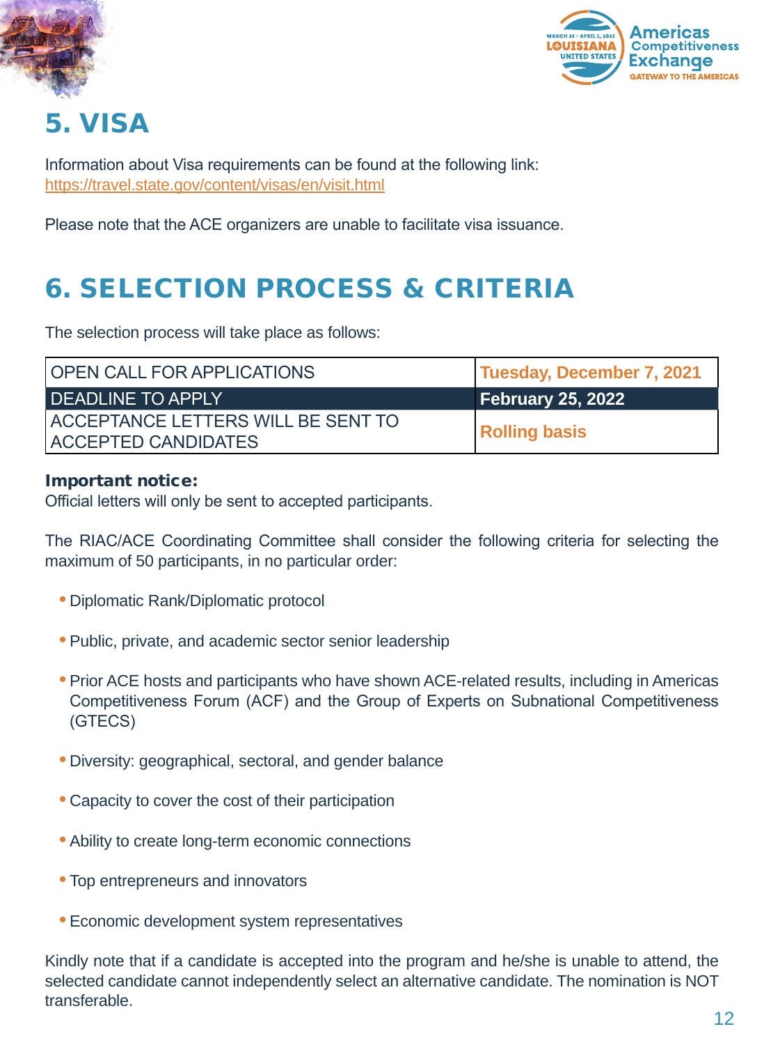## 5. VISA

Information about Visa requirements can be found at the following link:
https://travel.state.gov/content/visas/en/visit.html

Please note that the ACE organizers are unable to facilitate visa issuance.

## 6. SELECTION PROCESS & CRITERIA

The selection process will take place as follows:

| | |
|---|---|
| OPEN CALL FOR APPLICATIONS | **Tuesday, December 7, 2021** |
| DEADLINE TO APPLY | **February 25, 2022** |
| ACCEPTANCE LETTERS WILL BE SENT TO ACCEPTED CANDIDATES | **Rolling basis** |

**Important notice:**
Official letters will only be sent to accepted participants.

The RIAC/ACE Coordinating Committee shall consider the following criteria for selecting the maximum of 50 participants, in no particular order:

- Diplomatic Rank/Diplomatic protocol
- Public, private, and academic sector senior leadership
- Prior ACE hosts and participants who have shown ACE-related results, including in Americas Competitiveness Forum (ACF) and the Group of Experts on Subnational Competitiveness (GTECS)
- Diversity: geographical, sectoral, and gender balance
- Capacity to cover the cost of their participation
- Ability to create long-term economic connections
- Top entrepreneurs and innovators
- Economic development system representatives

Kindly note that if a candidate is accepted into the program and he/she is unable to attend, the selected candidate cannot independently select an alternative candidate. The nomination is NOT transferable.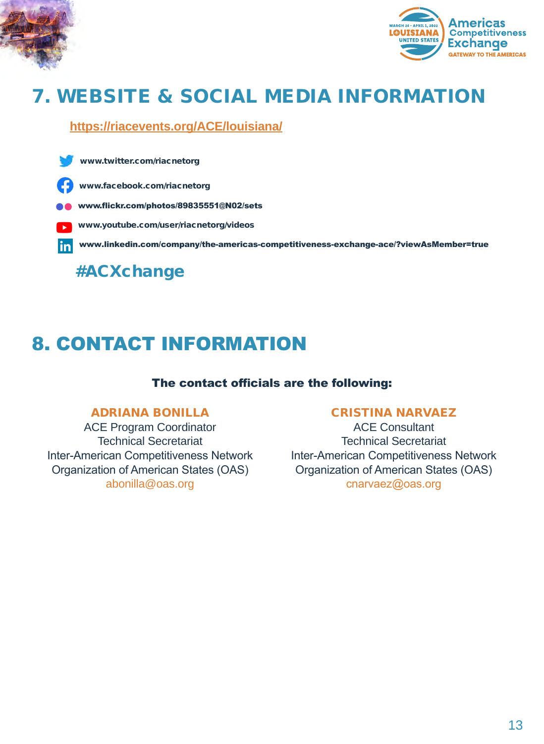## 7. WEBSITE & SOCIAL MEDIA INFORMATION

https://riacevents.org/ACE/louisiana/

- www.twitter.com/riacnetorg
- www.facebook.com/riacnetorg
- www.flickr.com/photos/89835551@N02/sets
- www.youtube.com/user/riacnetorg/videos
- www.linkedin.com/company/the-americas-competitiveness-exchange-ace/?viewAsMember=true

**#ACXchange**

## 8. CONTACT INFORMATION

**The contact officials are the following:**

**ADRIANA BONILLA**
ACE Program Coordinator
Technical Secretariat
Inter-American Competitiveness Network
Organization of American States (OAS)
abonilla@oas.org

**CRISTINA NARVAEZ**
ACE Consultant
Technical Secretariat
Inter-American Competitiveness Network
Organization of American States (OAS)
cnarvaez@oas.org